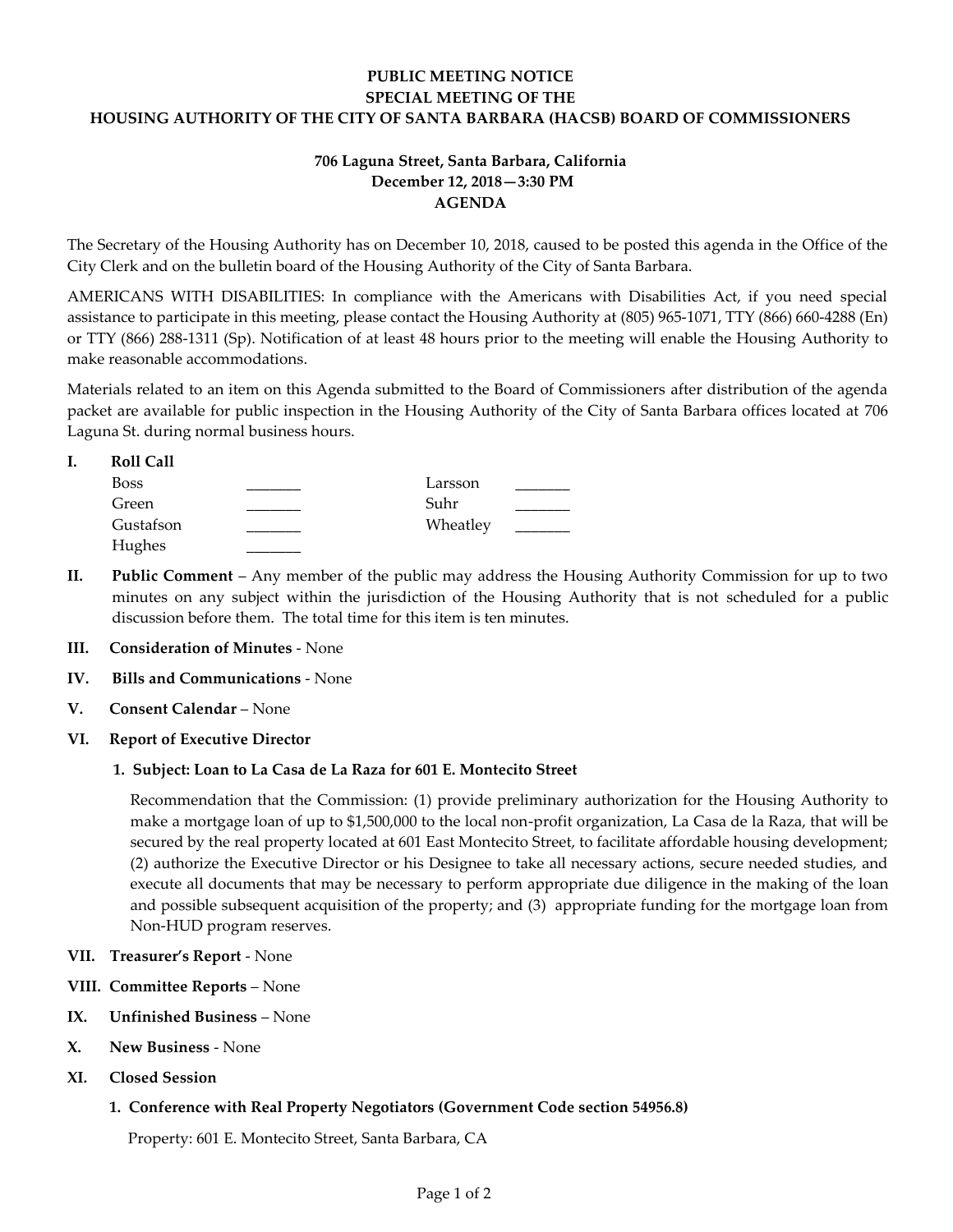# PUBLIC MEETING NOTICE
# SPECIAL MEETING OF THE
# HOUSING AUTHORITY OF THE CITY OF SANTA BARBARA (HACSB) BOARD OF COMMISSIONERS

**706 Laguna Street, Santa Barbara, California**
**December 12, 2018—3:30 PM**
**AGENDA**

The Secretary of the Housing Authority has on December 10, 2018, caused to be posted this agenda in the Office of the City Clerk and on the bulletin board of the Housing Authority of the City of Santa Barbara.

AMERICANS WITH DISABILITIES: In compliance with the Americans with Disabilities Act, if you need special assistance to participate in this meeting, please contact the Housing Authority at (805) 965-1071, TTY (866) 660-4288 (En) or TTY (866) 288-1311 (Sp). Notification of at least 48 hours prior to the meeting will enable the Housing Authority to make reasonable accommodations.

Materials related to an item on this Agenda submitted to the Board of Commissioners after distribution of the agenda packet are available for public inspection in the Housing Authority of the City of Santa Barbara offices located at 706 Laguna St. during normal business hours.

**I. Roll Call**

| | | | |
|---|---|---|---|
| Boss | _______ | Larsson | _______ |
| Green | _______ | Suhr | _______ |
| Gustafson | _______ | Wheatley | _______ |
| Hughes | _______ | | |

**II. Public Comment** – Any member of the public may address the Housing Authority Commission for up to two minutes on any subject within the jurisdiction of the Housing Authority that is not scheduled for a public discussion before them. The total time for this item is ten minutes.

**III. Consideration of Minutes** - None

**IV. Bills and Communications** - None

**V. Consent Calendar** – None

**VI. Report of Executive Director**

**1. Subject: Loan to La Casa de La Raza for 601 E. Montecito Street**

Recommendation that the Commission: (1) provide preliminary authorization for the Housing Authority to make a mortgage loan of up to $1,500,000 to the local non-profit organization, La Casa de la Raza, that will be secured by the real property located at 601 East Montecito Street, to facilitate affordable housing development; (2) authorize the Executive Director or his Designee to take all necessary actions, secure needed studies, and execute all documents that may be necessary to perform appropriate due diligence in the making of the loan and possible subsequent acquisition of the property; and (3) appropriate funding for the mortgage loan from Non-HUD program reserves.

**VII. Treasurer's Report** - None

**VIII. Committee Reports** – None

**IX. Unfinished Business** – None

**X. New Business** - None

**XI. Closed Session**

**1. Conference with Real Property Negotiators (Government Code section 54956.8)**

Property: 601 E. Montecito Street, Santa Barbara, CA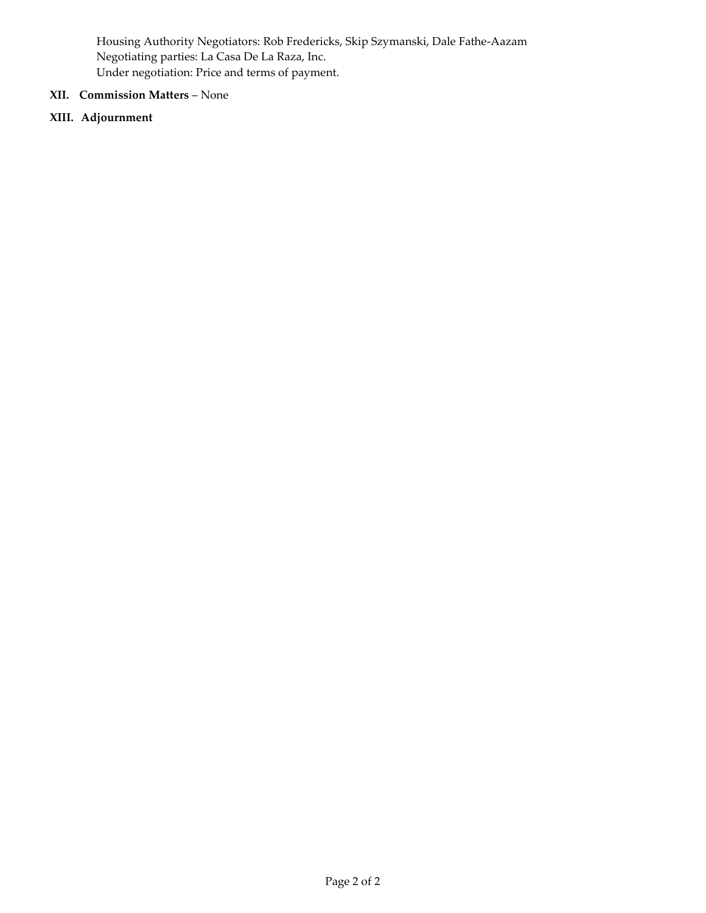Housing Authority Negotiators: Rob Fredericks, Skip Szymanski, Dale Fathe-Aazam
Negotiating parties: La Casa De La Raza, Inc.
Under negotiation: Price and terms of payment.

**XII. Commission Matters** – None

**XIII. Adjournment**